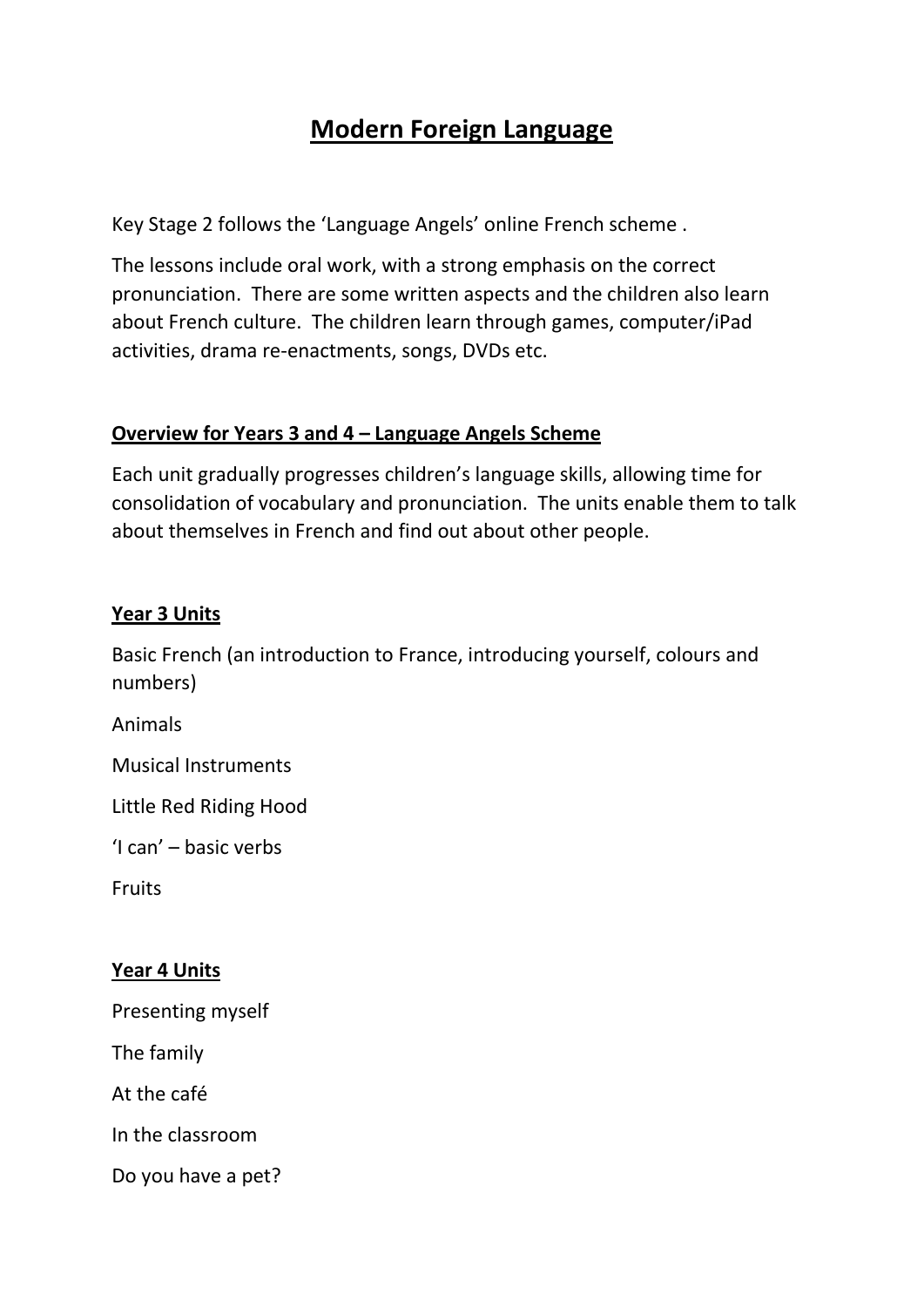# Modern Foreign Language

Key Stage 2 follows the 'Language Angels' online French scheme .

The lessons include oral work, with a strong emphasis on the correct pronunciation. There are some written aspects and the children also learn about French culture. The children learn through games, computer/iPad activities, drama re-enactments, songs, DVDs etc.

## Overview for Years 3 and 4 – Language Angels Scheme

Each unit gradually progresses children's language skills, allowing time for consolidation of vocabulary and pronunciation. The units enable them to talk about themselves in French and find out about other people.

### Year 3 Units

Basic French (an introduction to France, introducing yourself, colours and numbers)

Animals

Musical Instruments

Little Red Riding Hood

'I can' – basic verbs

Fruits

### Year 4 Units

Presenting myself

The family

At the café

In the classroom

Do you have a pet?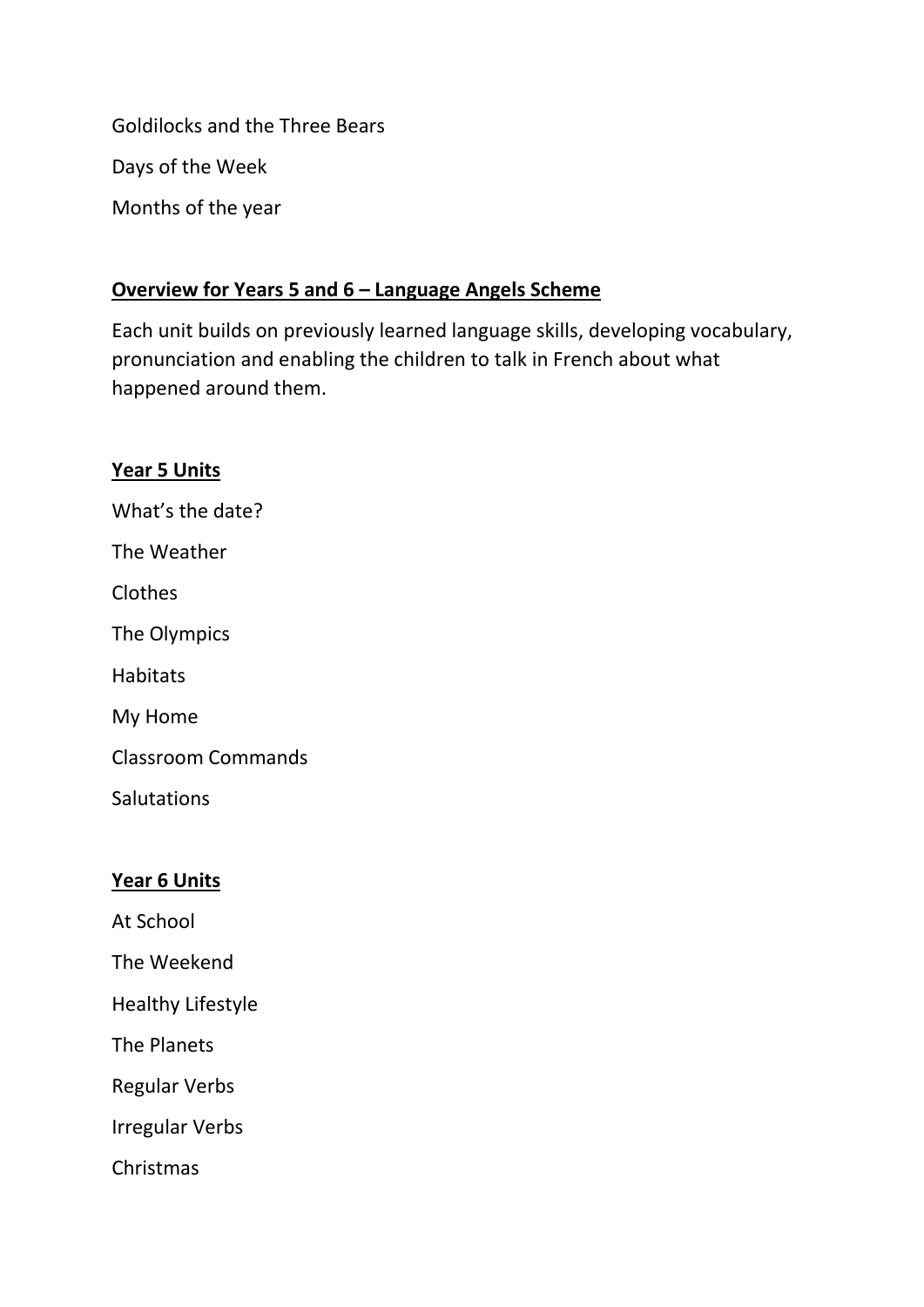Goldilocks and the Three Bears

Days of the Week

Months of the year

**Overview for Years 5 and 6 – Language Angels Scheme**

Each unit builds on previously learned language skills, developing vocabulary, pronunciation and enabling the children to talk in French about what happened around them.

**Year 5 Units**

What's the date?

The Weather

Clothes

The Olympics

Habitats

My Home

Classroom Commands

Salutations

**Year 6 Units**

At School

The Weekend

Healthy Lifestyle

The Planets

Regular Verbs

Irregular Verbs

Christmas